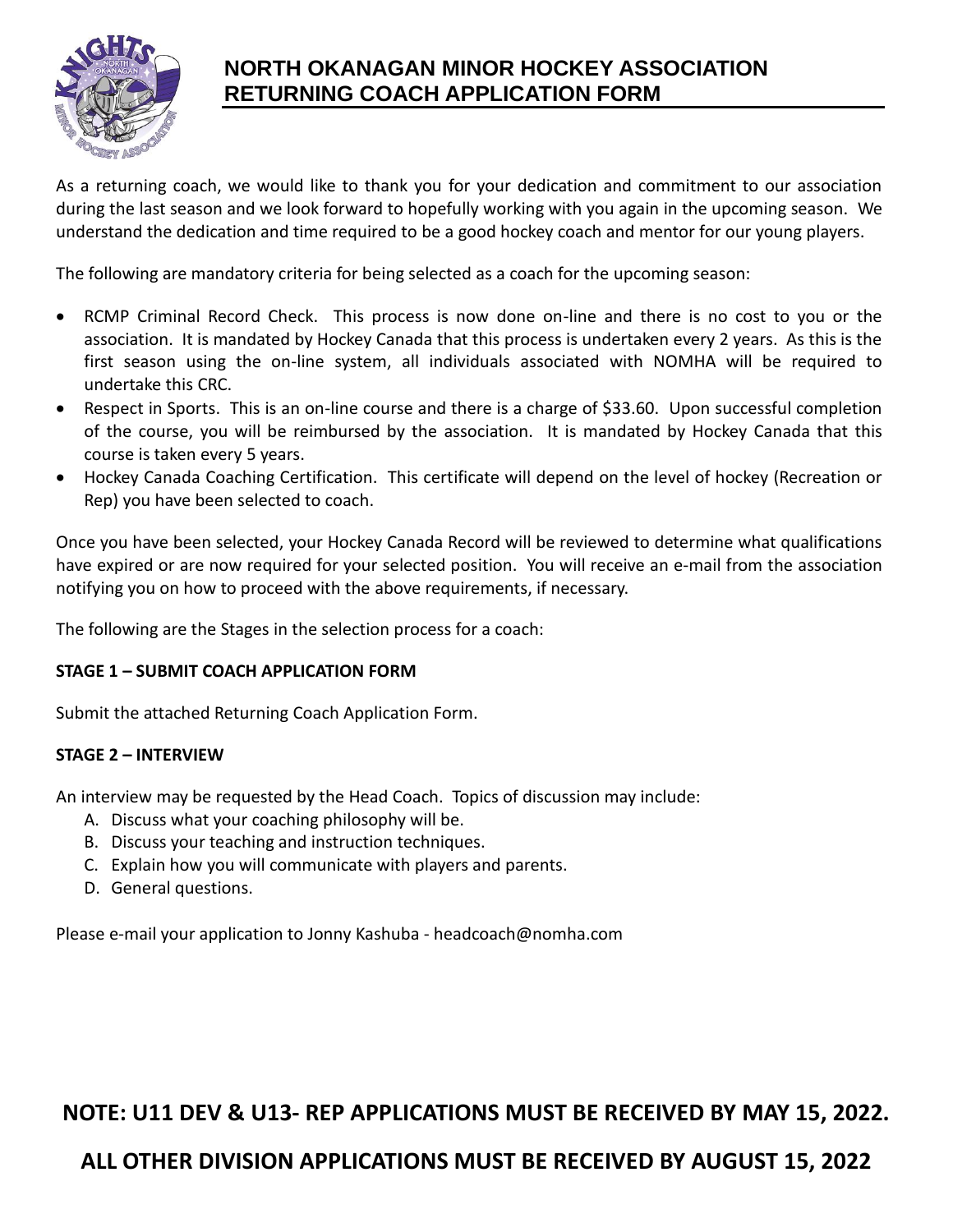# NORTH OKANAGAN MINOR HOCKEY ASSOCIATION RETURNING COACH APPLICATION FORM

As a returning coach, we would like to thank you for your dedication and commitment to our association during the last season and we look forward to hopefully working with you again in the upcoming season. We understand the dedication and time required to be a good hockey coach and mentor for our young players.

The following are mandatory criteria for being selected as a coach for the upcoming season:

- RCMP Criminal Record Check. This process is now done on-line and there is no cost to you or the association. It is mandated by Hockey Canada that this process is undertaken every 2 years. As this is the first season using the on-line system, all individuals associated with NOMHA will be required to undertake this CRC.
- Respect in Sports. This is an on-line course and there is a charge of $33.60. Upon successful completion of the course, you will be reimbursed by the association. It is mandated by Hockey Canada that this course is taken every 5 years.
- Hockey Canada Coaching Certification. This certificate will depend on the level of hockey (Recreation or Rep) you have been selected to coach.

Once you have been selected, your Hockey Canada Record will be reviewed to determine what qualifications have expired or are now required for your selected position. You will receive an e-mail from the association notifying you on how to proceed with the above requirements, if necessary.

The following are the Stages in the selection process for a coach:

**STAGE 1 – SUBMIT COACH APPLICATION FORM**

Submit the attached Returning Coach Application Form.

**STAGE 2 – INTERVIEW**

An interview may be requested by the Head Coach. Topics of discussion may include:

A. Discuss what your coaching philosophy will be.
B. Discuss your teaching and instruction techniques.
C. Explain how you will communicate with players and parents.
D. General questions.

Please e-mail your application to Jonny Kashuba - headcoach@nomha.com

**NOTE: U11 DEV & U13- REP APPLICATIONS MUST BE RECEIVED BY MAY 15, 2022.**

**ALL OTHER DIVISION APPLICATIONS MUST BE RECEIVED BY AUGUST 15, 2022**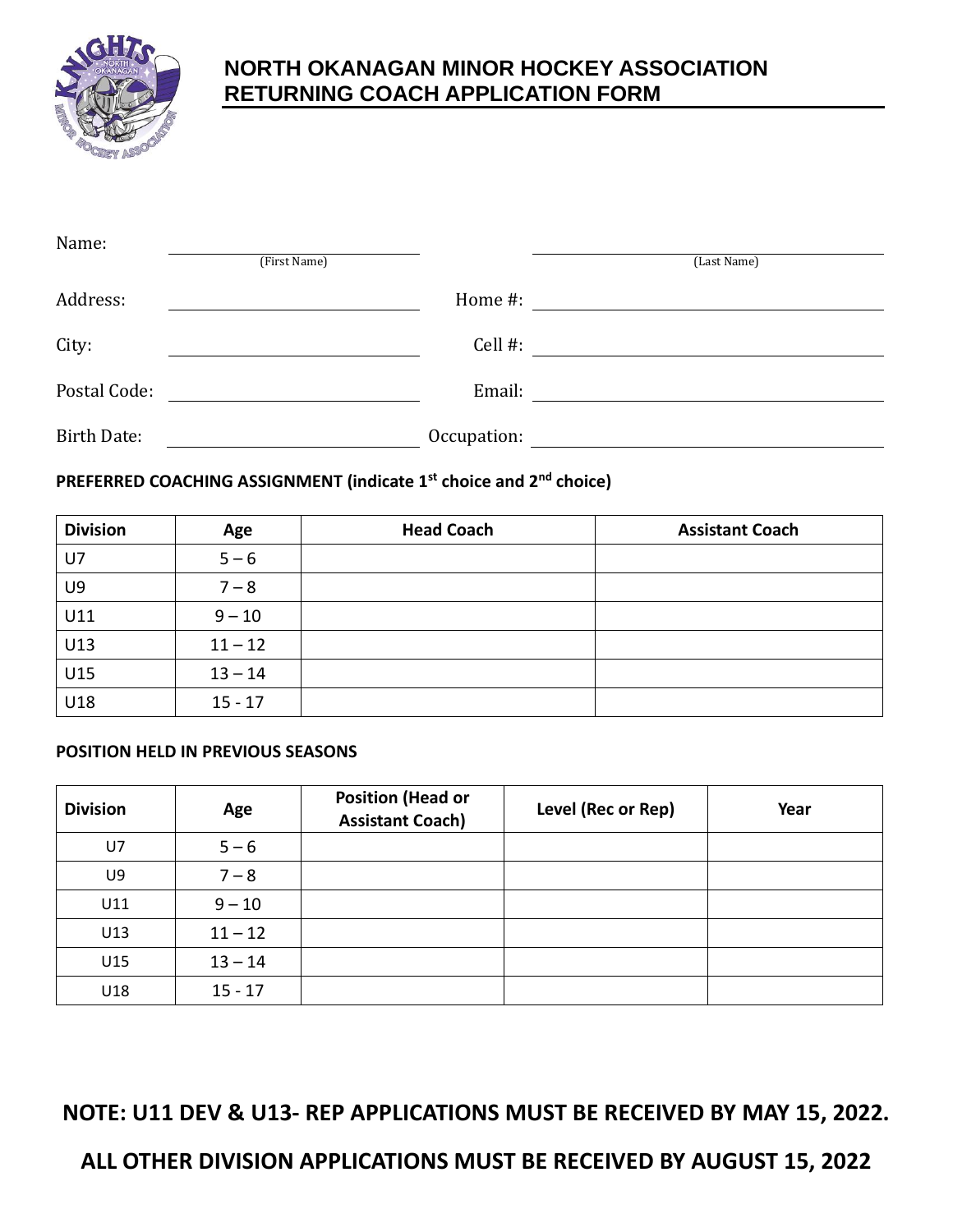# NORTH OKANAGAN MINOR HOCKEY ASSOCIATION
# RETURNING COACH APPLICATION FORM

Name: ______________________ (First Name) ______________________ (Last Name)

Address: ______________________ Home #: ______________________

City: ______________________ Cell #: ______________________

Postal Code: ______________________ Email: ______________________

Birth Date: ______________________ Occupation: ______________________

**PREFERRED COACHING ASSIGNMENT (indicate 1st choice and 2nd choice)**

| Division | Age | Head Coach | Assistant Coach |
|---|---|---|---|
| U7 | 5 – 6 | | |
| U9 | 7 – 8 | | |
| U11 | 9 – 10 | | |
| U13 | 11 – 12 | | |
| U15 | 13 – 14 | | |
| U18 | 15 - 17 | | |

**POSITION HELD IN PREVIOUS SEASONS**

| Division | Age | Position (Head or Assistant Coach) | Level (Rec or Rep) | Year |
|---|---|---|---|---|
| U7 | 5 – 6 | | | |
| U9 | 7 – 8 | | | |
| U11 | 9 – 10 | | | |
| U13 | 11 – 12 | | | |
| U15 | 13 – 14 | | | |
| U18 | 15 - 17 | | | |

**NOTE: U11 DEV & U13- REP APPLICATIONS MUST BE RECEIVED BY MAY 15, 2022.**

**ALL OTHER DIVISION APPLICATIONS MUST BE RECEIVED BY AUGUST 15, 2022**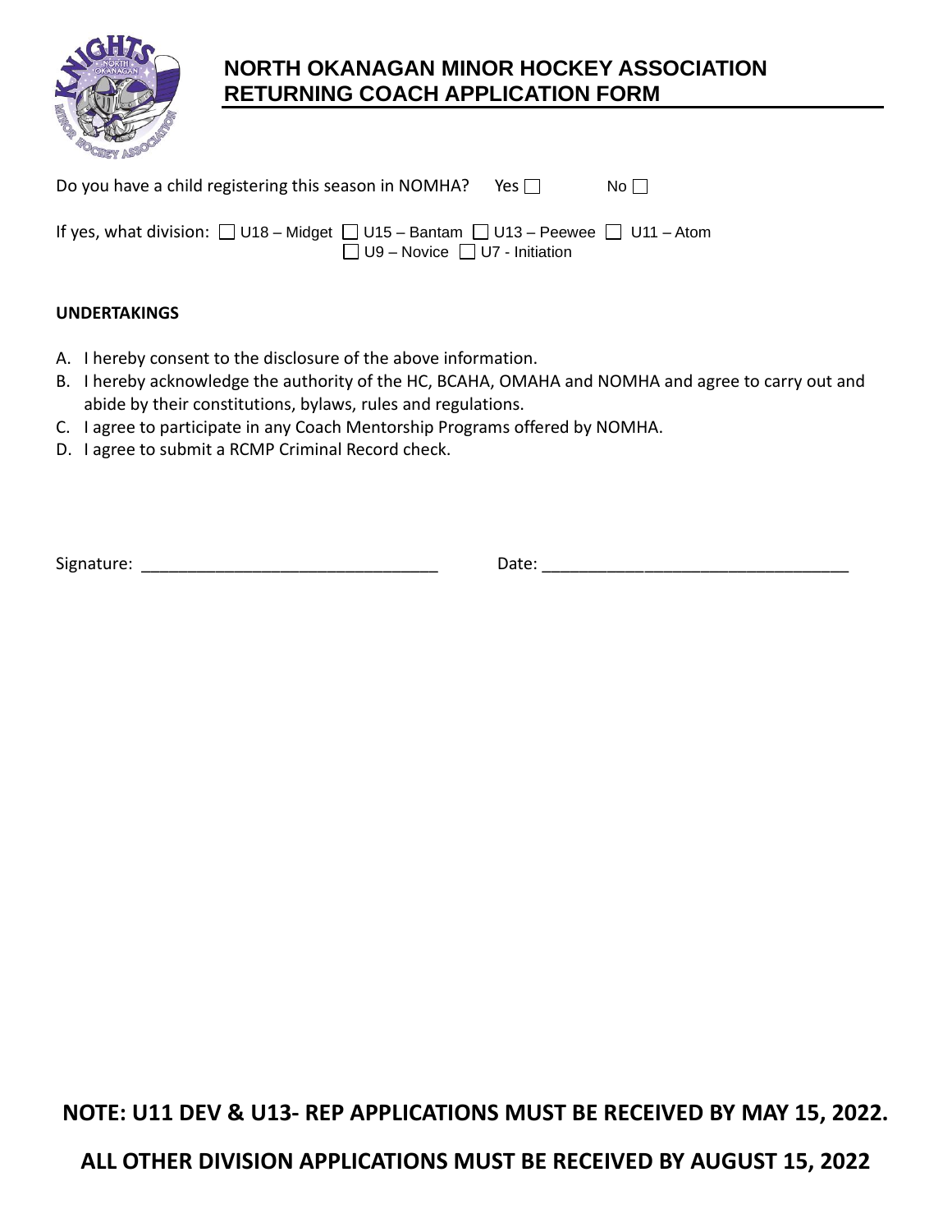# NORTH OKANAGAN MINOR HOCKEY ASSOCIATION
# RETURNING COACH APPLICATION FORM

Do you have a child registering this season in NOMHA? Yes ☐ No ☐

If yes, what division: ☐ U18 – Midget ☐ U15 – Bantam ☐ U13 – Peewee ☐ U11 – Atom ☐ U9 – Novice ☐ U7 - Initiation

**UNDERTAKINGS**

A. I hereby consent to the disclosure of the above information.
B. I hereby acknowledge the authority of the HC, BCAHA, OMAHA and NOMHA and agree to carry out and abide by their constitutions, bylaws, rules and regulations.
C. I agree to participate in any Coach Mentorship Programs offered by NOMHA.
D. I agree to submit a RCMP Criminal Record check.

Signature: _______________________________ Date: ________________________________

**NOTE: U11 DEV & U13- REP APPLICATIONS MUST BE RECEIVED BY MAY 15, 2022.**

**ALL OTHER DIVISION APPLICATIONS MUST BE RECEIVED BY AUGUST 15, 2022**